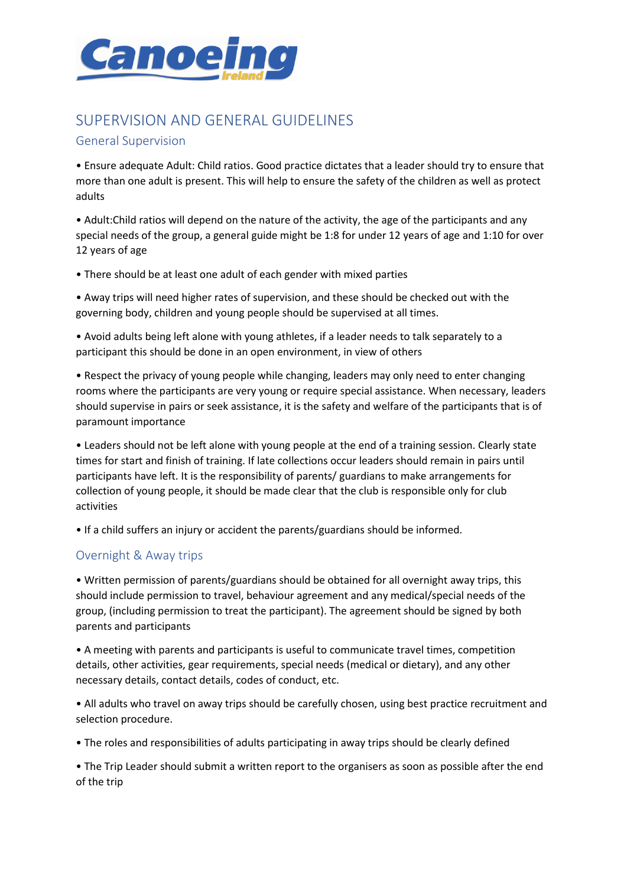# SUPERVISION AND GENERAL GUIDELINES

## General Supervision

• Ensure adequate Adult: Child ratios. Good practice dictates that a leader should try to ensure that more than one adult is present. This will help to ensure the safety of the children as well as protect adults

• Adult:Child ratios will depend on the nature of the activity, the age of the participants and any special needs of the group, a general guide might be 1:8 for under 12 years of age and 1:10 for over 12 years of age

• There should be at least one adult of each gender with mixed parties

• Away trips will need higher rates of supervision, and these should be checked out with the governing body, children and young people should be supervised at all times.

• Avoid adults being left alone with young athletes, if a leader needs to talk separately to a participant this should be done in an open environment, in view of others

• Respect the privacy of young people while changing, leaders may only need to enter changing rooms where the participants are very young or require special assistance. When necessary, leaders should supervise in pairs or seek assistance, it is the safety and welfare of the participants that is of paramount importance

• Leaders should not be left alone with young people at the end of a training session. Clearly state times for start and finish of training. If late collections occur leaders should remain in pairs until participants have left. It is the responsibility of parents/ guardians to make arrangements for collection of young people, it should be made clear that the club is responsible only for club activities

• If a child suffers an injury or accident the parents/guardians should be informed.

## Overnight & Away trips

• Written permission of parents/guardians should be obtained for all overnight away trips, this should include permission to travel, behaviour agreement and any medical/special needs of the group, (including permission to treat the participant). The agreement should be signed by both parents and participants

• A meeting with parents and participants is useful to communicate travel times, competition details, other activities, gear requirements, special needs (medical or dietary), and any other necessary details, contact details, codes of conduct, etc.

• All adults who travel on away trips should be carefully chosen, using best practice recruitment and selection procedure.

• The roles and responsibilities of adults participating in away trips should be clearly defined

• The Trip Leader should submit a written report to the organisers as soon as possible after the end of the trip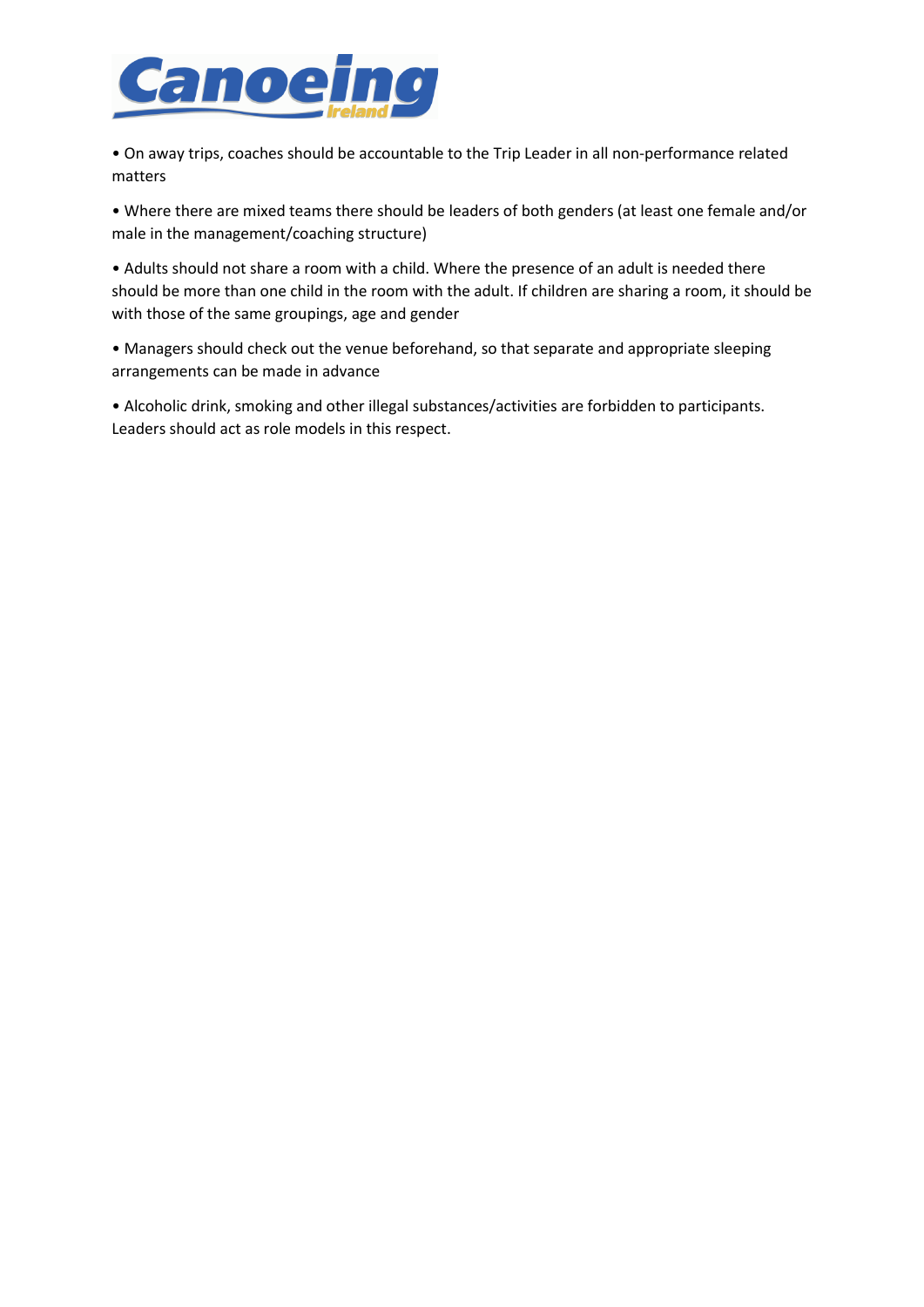- On away trips, coaches should be accountable to the Trip Leader in all non-performance related matters

- Where there are mixed teams there should be leaders of both genders (at least one female and/or male in the management/coaching structure)

- Adults should not share a room with a child. Where the presence of an adult is needed there should be more than one child in the room with the adult. If children are sharing a room, it should be with those of the same groupings, age and gender

- Managers should check out the venue beforehand, so that separate and appropriate sleeping arrangements can be made in advance

- Alcoholic drink, smoking and other illegal substances/activities are forbidden to participants. Leaders should act as role models in this respect.